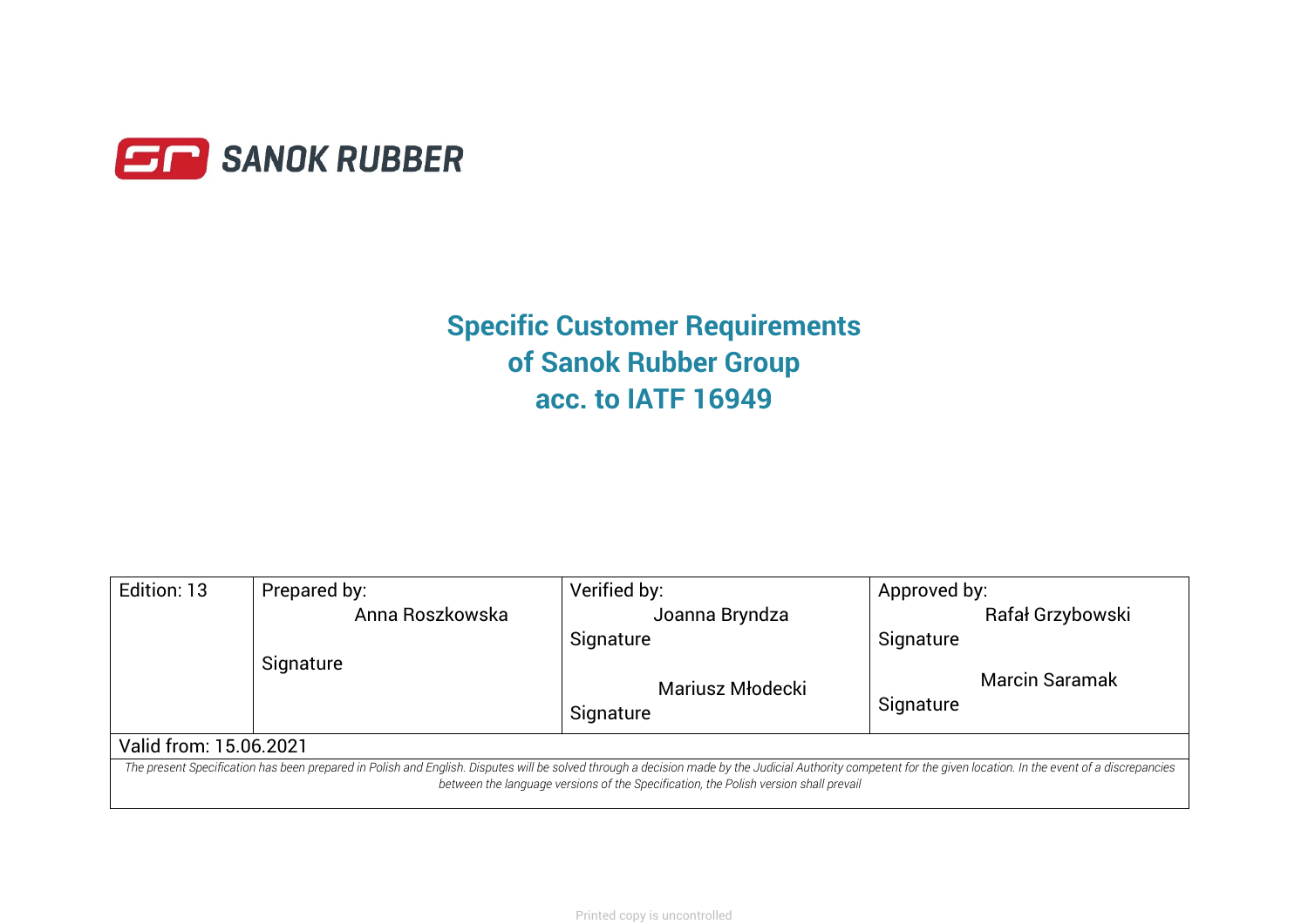SANOK RUBBER

# Specific Customer Requirements of Sanok Rubber Group acc. to IATF 16949

| Edition: 13 | Prepared by: Anna Roszkowska<br><br>Signature | Verified by: Joanna Bryndza<br>Signature<br><br>Mariusz Młodecki<br>Signature | Approved by: Rafał Grzybowski<br>Signature<br><br>Marcin Saramak<br>Signature |
|---|---|---|---|
| Valid from: 15.06.2021 | | | |

*The present Specification has been prepared in Polish and English. Disputes will be solved through a decision made by the Judicial Authority competent for the given location. In the event of a discrepancies between the language versions of the Specification, the Polish version shall prevail*

Printed copy is uncontrolled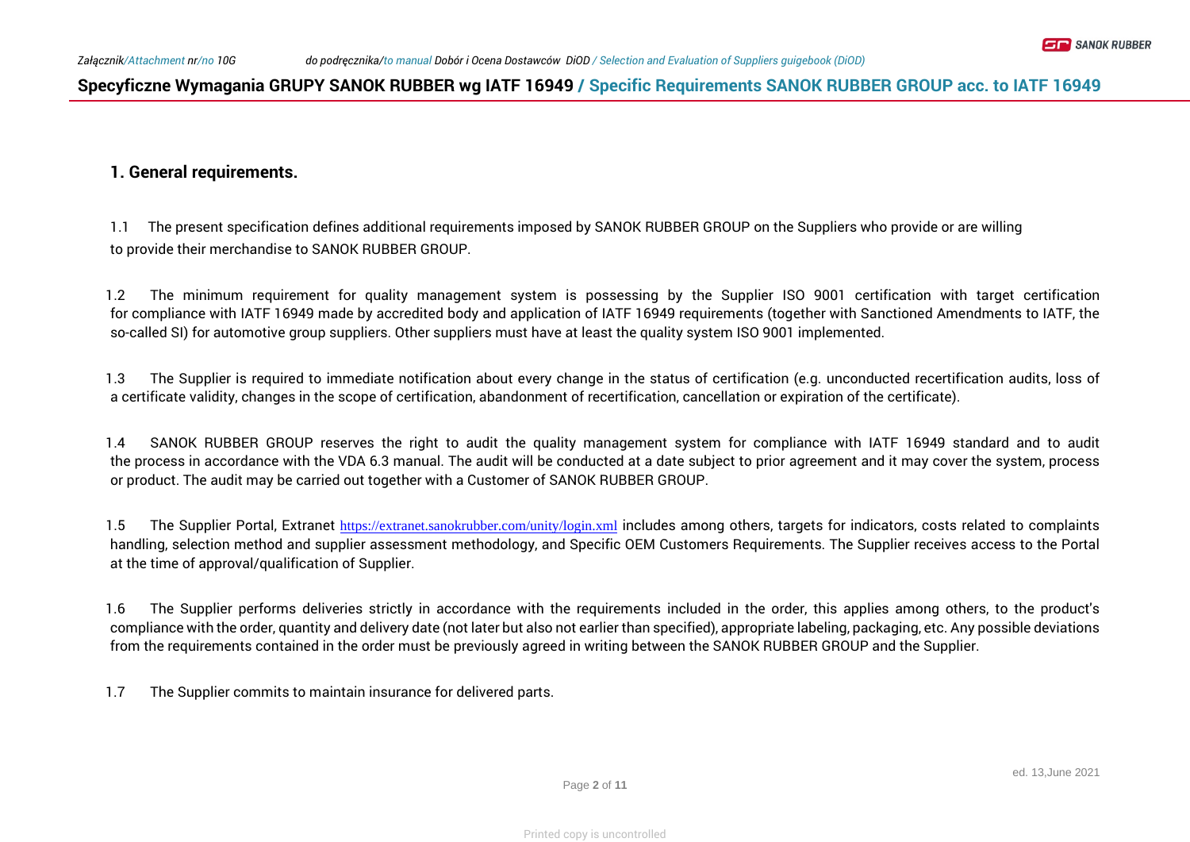## 1. General requirements.

1.1 The present specification defines additional requirements imposed by SANOK RUBBER GROUP on the Suppliers who provide or are willing to provide their merchandise to SANOK RUBBER GROUP.

1.2 The minimum requirement for quality management system is possessing by the Supplier ISO 9001 certification with target certification for compliance with IATF 16949 made by accredited body and application of IATF 16949 requirements (together with Sanctioned Amendments to IATF, the so-called SI) for automotive group suppliers. Other suppliers must have at least the quality system ISO 9001 implemented.

1.3 The Supplier is required to immediate notification about every change in the status of certification (e.g. unconducted recertification audits, loss of a certificate validity, changes in the scope of certification, abandonment of recertification, cancellation or expiration of the certificate).

1.4 SANOK RUBBER GROUP reserves the right to audit the quality management system for compliance with IATF 16949 standard and to audit the process in accordance with the VDA 6.3 manual. The audit will be conducted at a date subject to prior agreement and it may cover the system, process or product. The audit may be carried out together with a Customer of SANOK RUBBER GROUP.

1.5 The Supplier Portal, Extranet https://extranet.sanokrubber.com/unity/login.xml includes among others, targets for indicators, costs related to complaints handling, selection method and supplier assessment methodology, and Specific OEM Customers Requirements. The Supplier receives access to the Portal at the time of approval/qualification of Supplier.

1.6 The Supplier performs deliveries strictly in accordance with the requirements included in the order, this applies among others, to the product's compliance with the order, quantity and delivery date (not later but also not earlier than specified), appropriate labeling, packaging, etc. Any possible deviations from the requirements contained in the order must be previously agreed in writing between the SANOK RUBBER GROUP and the Supplier.

1.7 The Supplier commits to maintain insurance for delivered parts.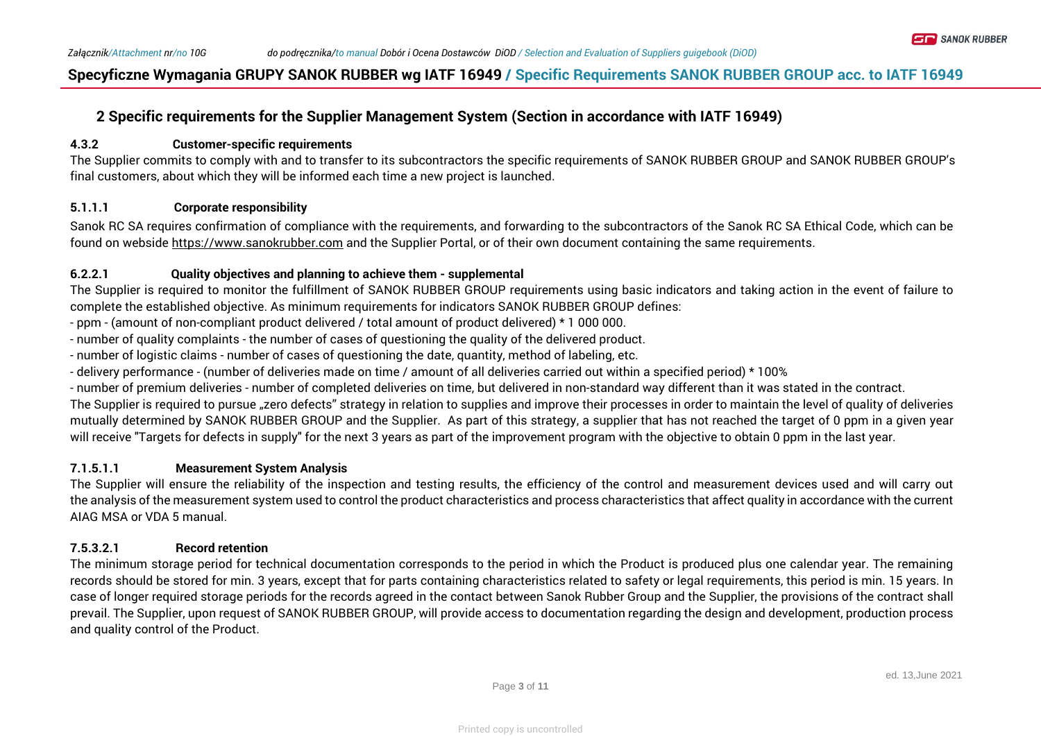## 2 Specific requirements for the Supplier Management System (Section in accordance with IATF 16949)

### 4.3.2 Customer-specific requirements

The Supplier commits to comply with and to transfer to its subcontractors the specific requirements of SANOK RUBBER GROUP and SANOK RUBBER GROUP's final customers, about which they will be informed each time a new project is launched.

### 5.1.1.1 Corporate responsibility

Sanok RC SA requires confirmation of compliance with the requirements, and forwarding to the subcontractors of the Sanok RC SA Ethical Code, which can be found on webside https://www.sanokrubber.com and the Supplier Portal, or of their own document containing the same requirements.

### 6.2.2.1 Quality objectives and planning to achieve them - supplemental

The Supplier is required to monitor the fulfillment of SANOK RUBBER GROUP requirements using basic indicators and taking action in the event of failure to complete the established objective. As minimum requirements for indicators SANOK RUBBER GROUP defines:

- ppm - (amount of non-compliant product delivered / total amount of product delivered) * 1 000 000.
- number of quality complaints - the number of cases of questioning the quality of the delivered product.
- number of logistic claims - number of cases of questioning the date, quantity, method of labeling, etc.
- delivery performance - (number of deliveries made on time / amount of all deliveries carried out within a specified period) * 100%
- number of premium deliveries - number of completed deliveries on time, but delivered in non-standard way different than it was stated in the contract.

The Supplier is required to pursue „zero defects" strategy in relation to supplies and improve their processes in order to maintain the level of quality of deliveries mutually determined by SANOK RUBBER GROUP and the Supplier. As part of this strategy, a supplier that has not reached the target of 0 ppm in a given year will receive "Targets for defects in supply" for the next 3 years as part of the improvement program with the objective to obtain 0 ppm in the last year.

### 7.1.5.1.1 Measurement System Analysis

The Supplier will ensure the reliability of the inspection and testing results, the efficiency of the control and measurement devices used and will carry out the analysis of the measurement system used to control the product characteristics and process characteristics that affect quality in accordance with the current AIAG MSA or VDA 5 manual.

### 7.5.3.2.1 Record retention

The minimum storage period for technical documentation corresponds to the period in which the Product is produced plus one calendar year. The remaining records should be stored for min. 3 years, except that for parts containing characteristics related to safety or legal requirements, this period is min. 15 years. In case of longer required storage periods for the records agreed in the contact between Sanok Rubber Group and the Supplier, the provisions of the contract shall prevail. The Supplier, upon request of SANOK RUBBER GROUP, will provide access to documentation regarding the design and development, production process and quality control of the Product.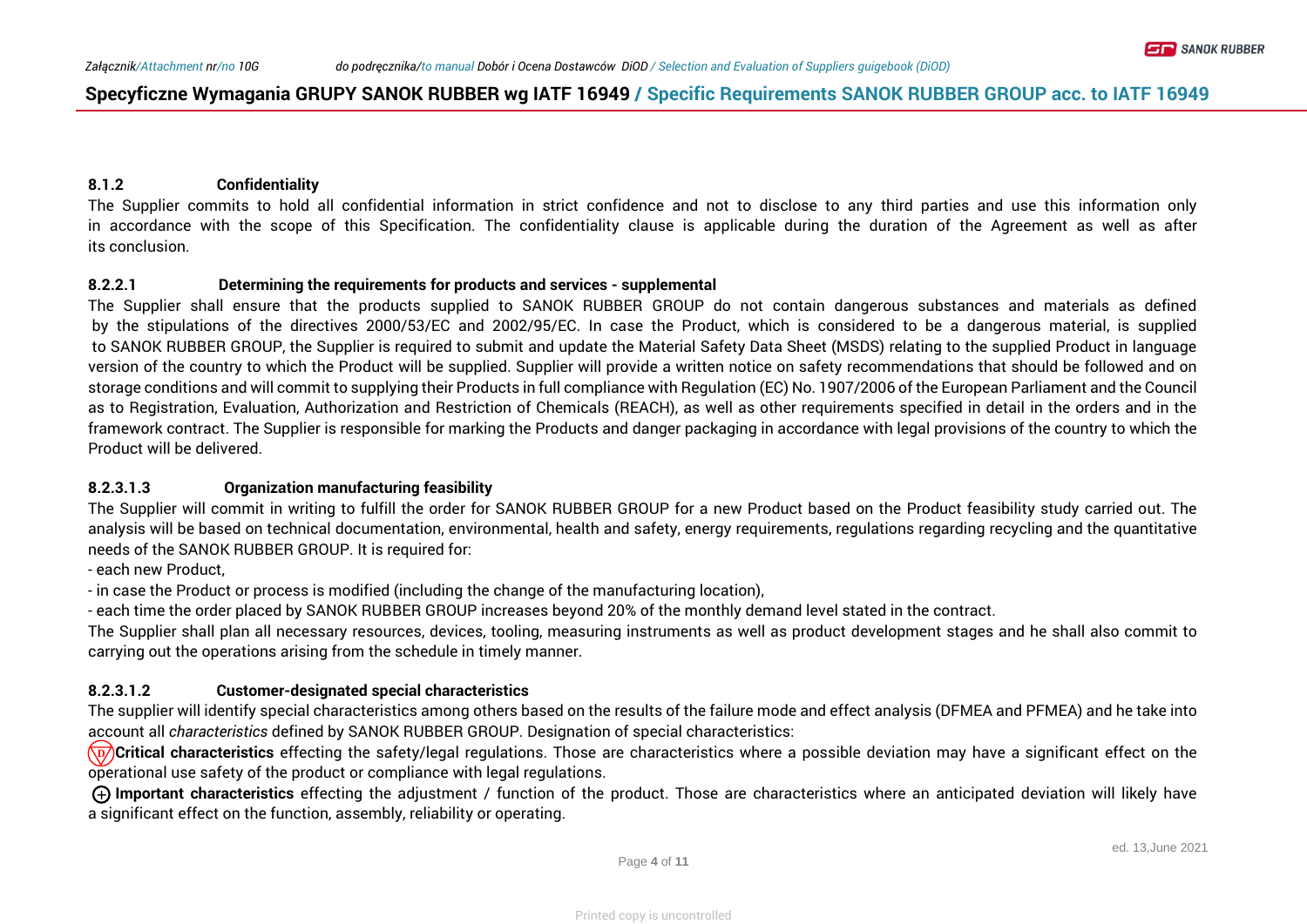### 8.1.2 Confidentiality

The Supplier commits to hold all confidential information in strict confidence and not to disclose to any third parties and use this information only in accordance with the scope of this Specification. The confidentiality clause is applicable during the duration of the Agreement as well as after its conclusion.

### 8.2.2.1 Determining the requirements for products and services - supplemental

The Supplier shall ensure that the products supplied to SANOK RUBBER GROUP do not contain dangerous substances and materials as defined by the stipulations of the directives 2000/53/EC and 2002/95/EC. In case the Product, which is considered to be a dangerous material, is supplied to SANOK RUBBER GROUP, the Supplier is required to submit and update the Material Safety Data Sheet (MSDS) relating to the supplied Product in language version of the country to which the Product will be supplied. Supplier will provide a written notice on safety recommendations that should be followed and on storage conditions and will commit to supplying their Products in full compliance with Regulation (EC) No. 1907/2006 of the European Parliament and the Council as to Registration, Evaluation, Authorization and Restriction of Chemicals (REACH), as well as other requirements specified in detail in the orders and in the framework contract. The Supplier is responsible for marking the Products and danger packaging in accordance with legal provisions of the country to which the Product will be delivered.

### 8.2.3.1.3 Organization manufacturing feasibility

The Supplier will commit in writing to fulfill the order for SANOK RUBBER GROUP for a new Product based on the Product feasibility study carried out. The analysis will be based on technical documentation, environmental, health and safety, energy requirements, regulations regarding recycling and the quantitative needs of the SANOK RUBBER GROUP. It is required for:

- each new Product,
- in case the Product or process is modified (including the change of the manufacturing location),
- each time the order placed by SANOK RUBBER GROUP increases beyond 20% of the monthly demand level stated in the contract.

The Supplier shall plan all necessary resources, devices, tooling, measuring instruments as well as product development stages and he shall also commit to carrying out the operations arising from the schedule in timely manner.

### 8.2.3.1.2 Customer-designated special characteristics

The supplier will identify special characteristics among others based on the results of the failure mode and effect analysis (DFMEA and PFMEA) and he take into account all *characteristics* defined by SANOK RUBBER GROUP. Designation of special characteristics:

**Critical characteristics** effecting the safety/legal regulations. Those are characteristics where a possible deviation may have a significant effect on the operational use safety of the product or compliance with legal regulations.

**Important characteristics** effecting the adjustment / function of the product. Those are characteristics where an anticipated deviation will likely have a significant effect on the function, assembly, reliability or operating.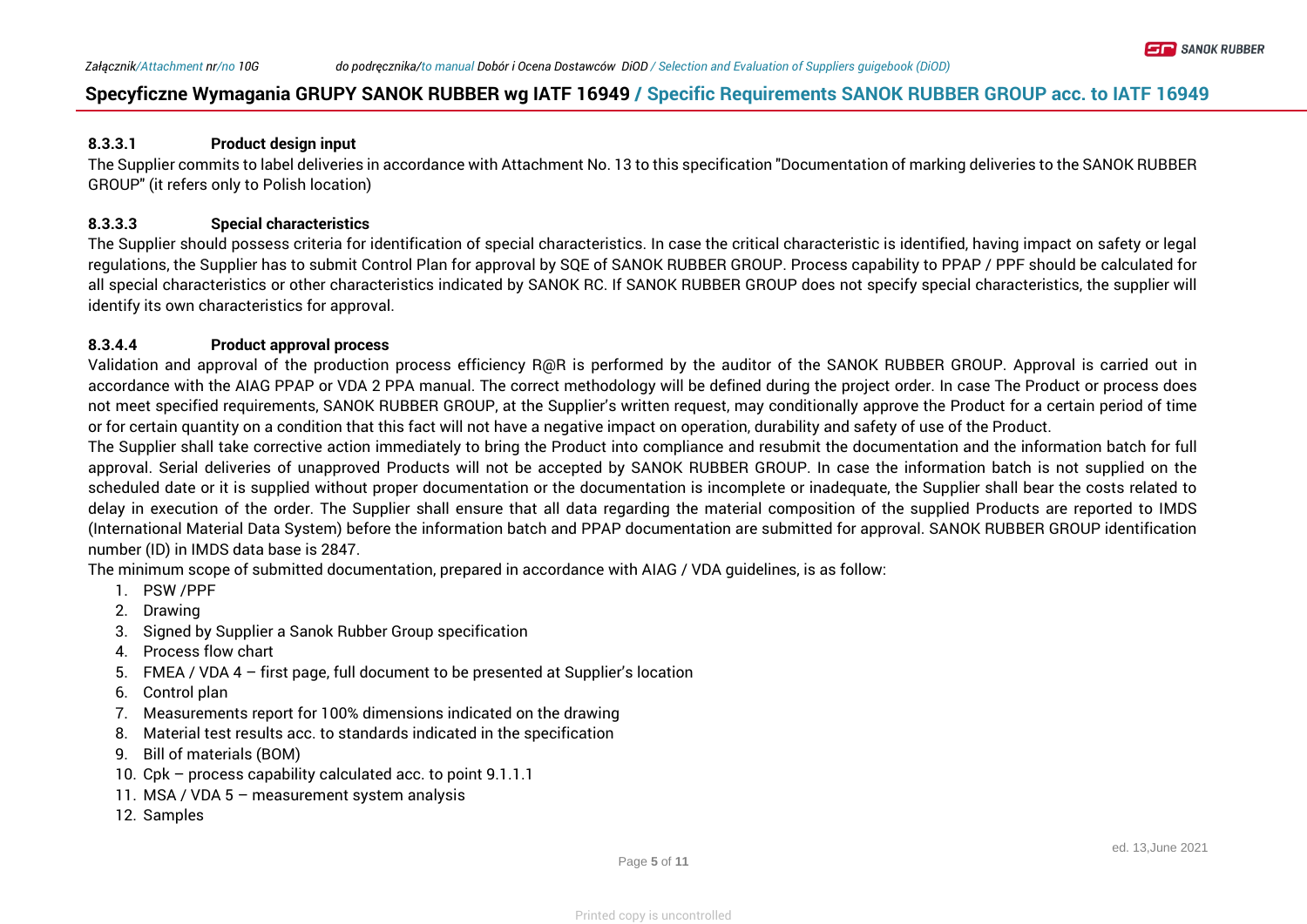### 8.3.3.1 Product design input

The Supplier commits to label deliveries in accordance with Attachment No. 13 to this specification "Documentation of marking deliveries to the SANOK RUBBER GROUP" (it refers only to Polish location)

### 8.3.3.3 Special characteristics

The Supplier should possess criteria for identification of special characteristics. In case the critical characteristic is identified, having impact on safety or legal regulations, the Supplier has to submit Control Plan for approval by SQE of SANOK RUBBER GROUP. Process capability to PPAP / PPF should be calculated for all special characteristics or other characteristics indicated by SANOK RC. If SANOK RUBBER GROUP does not specify special characteristics, the supplier will identify its own characteristics for approval.

### 8.3.4.4 Product approval process

Validation and approval of the production process efficiency R@R is performed by the auditor of the SANOK RUBBER GROUP. Approval is carried out in accordance with the AIAG PPAP or VDA 2 PPA manual. The correct methodology will be defined during the project order. In case The Product or process does not meet specified requirements, SANOK RUBBER GROUP, at the Supplier's written request, may conditionally approve the Product for a certain period of time or for certain quantity on a condition that this fact will not have a negative impact on operation, durability and safety of use of the Product.

The Supplier shall take corrective action immediately to bring the Product into compliance and resubmit the documentation and the information batch for full approval. Serial deliveries of unapproved Products will not be accepted by SANOK RUBBER GROUP. In case the information batch is not supplied on the scheduled date or it is supplied without proper documentation or the documentation is incomplete or inadequate, the Supplier shall bear the costs related to delay in execution of the order. The Supplier shall ensure that all data regarding the material composition of the supplied Products are reported to IMDS (International Material Data System) before the information batch and PPAP documentation are submitted for approval. SANOK RUBBER GROUP identification number (ID) in IMDS data base is 2847.

The minimum scope of submitted documentation, prepared in accordance with AIAG / VDA guidelines, is as follow:

1. PSW /PPF
2. Drawing
3. Signed by Supplier a Sanok Rubber Group specification
4. Process flow chart
5. FMEA / VDA 4 – first page, full document to be presented at Supplier's location
6. Control plan
7. Measurements report for 100% dimensions indicated on the drawing
8. Material test results acc. to standards indicated in the specification
9. Bill of materials (BOM)
10. Cpk – process capability calculated acc. to point 9.1.1.1
11. MSA / VDA 5 – measurement system analysis
12. Samples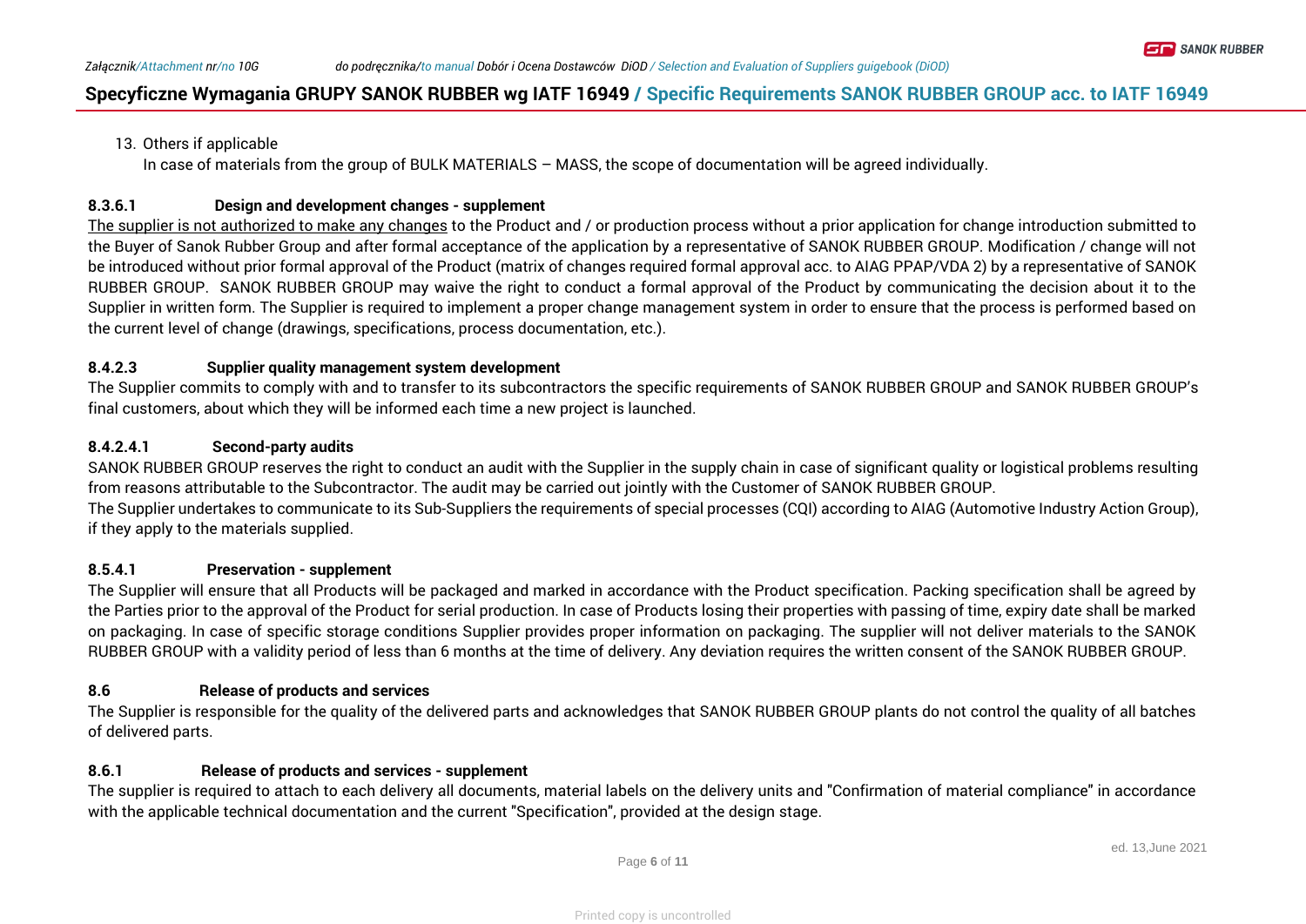13. Others if applicable
    In case of materials from the group of BULK MATERIALS – MASS, the scope of documentation will be agreed individually.

**8.3.6.1 Design and development changes - supplement**

The supplier is not authorized to make any changes to the Product and / or production process without a prior application for change introduction submitted to the Buyer of Sanok Rubber Group and after formal acceptance of the application by a representative of SANOK RUBBER GROUP. Modification / change will not be introduced without prior formal approval of the Product (matrix of changes required formal approval acc. to AIAG PPAP/VDA 2) by a representative of SANOK RUBBER GROUP. SANOK RUBBER GROUP may waive the right to conduct a formal approval of the Product by communicating the decision about it to the Supplier in written form. The Supplier is required to implement a proper change management system in order to ensure that the process is performed based on the current level of change (drawings, specifications, process documentation, etc.).

**8.4.2.3 Supplier quality management system development**

The Supplier commits to comply with and to transfer to its subcontractors the specific requirements of SANOK RUBBER GROUP and SANOK RUBBER GROUP's final customers, about which they will be informed each time a new project is launched.

**8.4.2.4.1 Second-party audits**

SANOK RUBBER GROUP reserves the right to conduct an audit with the Supplier in the supply chain in case of significant quality or logistical problems resulting from reasons attributable to the Subcontractor. The audit may be carried out jointly with the Customer of SANOK RUBBER GROUP.
The Supplier undertakes to communicate to its Sub-Suppliers the requirements of special processes (CQI) according to AIAG (Automotive Industry Action Group), if they apply to the materials supplied.

**8.5.4.1 Preservation - supplement**

The Supplier will ensure that all Products will be packaged and marked in accordance with the Product specification. Packing specification shall be agreed by the Parties prior to the approval of the Product for serial production. In case of Products losing their properties with passing of time, expiry date shall be marked on packaging. In case of specific storage conditions Supplier provides proper information on packaging. The supplier will not deliver materials to the SANOK RUBBER GROUP with a validity period of less than 6 months at the time of delivery. Any deviation requires the written consent of the SANOK RUBBER GROUP.

**8.6 Release of products and services**

The Supplier is responsible for the quality of the delivered parts and acknowledges that SANOK RUBBER GROUP plants do not control the quality of all batches of delivered parts.

**8.6.1 Release of products and services - supplement**

The supplier is required to attach to each delivery all documents, material labels on the delivery units and "Confirmation of material compliance" in accordance with the applicable technical documentation and the current "Specification", provided at the design stage.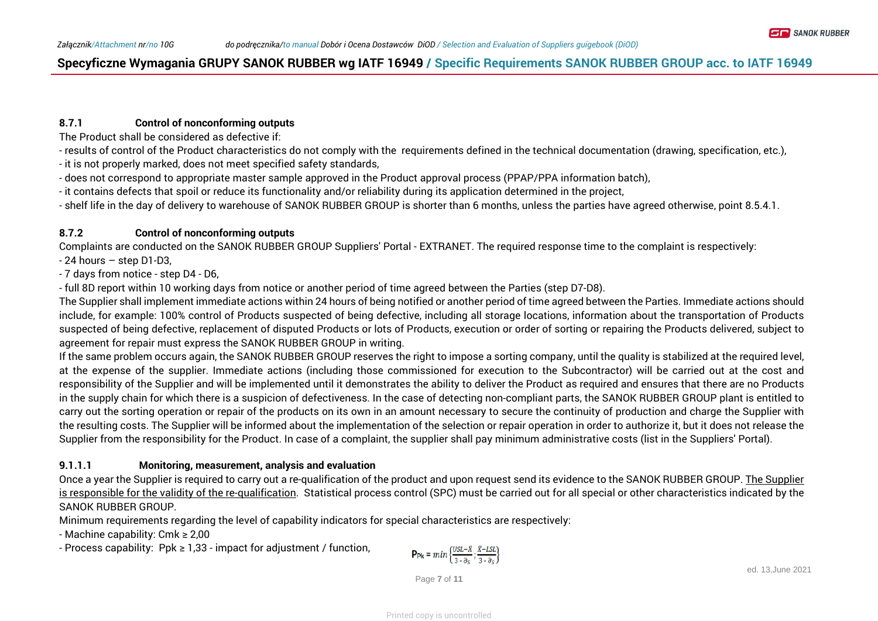### 8.7.1 Control of nonconforming outputs

The Product shall be considered as defective if:

- results of control of the Product characteristics do not comply with the requirements defined in the technical documentation (drawing, specification, etc.),
- it is not properly marked, does not meet specified safety standards,
- does not correspond to appropriate master sample approved in the Product approval process (PPAP/PPA information batch),
- it contains defects that spoil or reduce its functionality and/or reliability during its application determined in the project,
- shelf life in the day of delivery to warehouse of SANOK RUBBER GROUP is shorter than 6 months, unless the parties have agreed otherwise, point 8.5.4.1.

### 8.7.2 Control of nonconforming outputs

Complaints are conducted on the SANOK RUBBER GROUP Suppliers' Portal - EXTRANET. The required response time to the complaint is respectively:

- 24 hours – step D1-D3,
- 7 days from notice - step D4 - D6,
- full 8D report within 10 working days from notice or another period of time agreed between the Parties (step D7-D8).

The Supplier shall implement immediate actions within 24 hours of being notified or another period of time agreed between the Parties. Immediate actions should include, for example: 100% control of Products suspected of being defective, including all storage locations, information about the transportation of Products suspected of being defective, replacement of disputed Products or lots of Products, execution or order of sorting or repairing the Products delivered, subject to agreement for repair must express the SANOK RUBBER GROUP in writing.

If the same problem occurs again, the SANOK RUBBER GROUP reserves the right to impose a sorting company, until the quality is stabilized at the required level, at the expense of the supplier. Immediate actions (including those commissioned for execution to the Subcontractor) will be carried out at the cost and responsibility of the Supplier and will be implemented until it demonstrates the ability to deliver the Product as required and ensures that there are no Products in the supply chain for which there is a suspicion of defectiveness. In the case of detecting non-compliant parts, the SANOK RUBBER GROUP plant is entitled to carry out the sorting operation or repair of the products on its own in an amount necessary to secure the continuity of production and charge the Supplier with the resulting costs. The Supplier will be informed about the implementation of the selection or repair operation in order to authorize it, but it does not release the Supplier from the responsibility for the Product. In case of a complaint, the supplier shall pay minimum administrative costs (list in the Suppliers' Portal).

### 9.1.1.1 Monitoring, measurement, analysis and evaluation

Once a year the Supplier is required to carry out a re-qualification of the product and upon request send its evidence to the SANOK RUBBER GROUP. <u>The Supplier is responsible for the validity of the re-qualification</u>. Statistical process control (SPC) must be carried out for all special or other characteristics indicated by the SANOK RUBBER GROUP.

Minimum requirements regarding the level of capability indicators for special characteristics are respectively:

- Machine capability: Cmk ≥ 2,00
- Process capability: Ppk ≥ 1,33 - impact for adjustment / function,

$$P_{Pk} = min\left\{\frac{USL-\bar{X}}{3*\hat{\sigma}_S};\frac{\bar{X}-LSL}{3*\hat{\sigma}_S}\right\}$$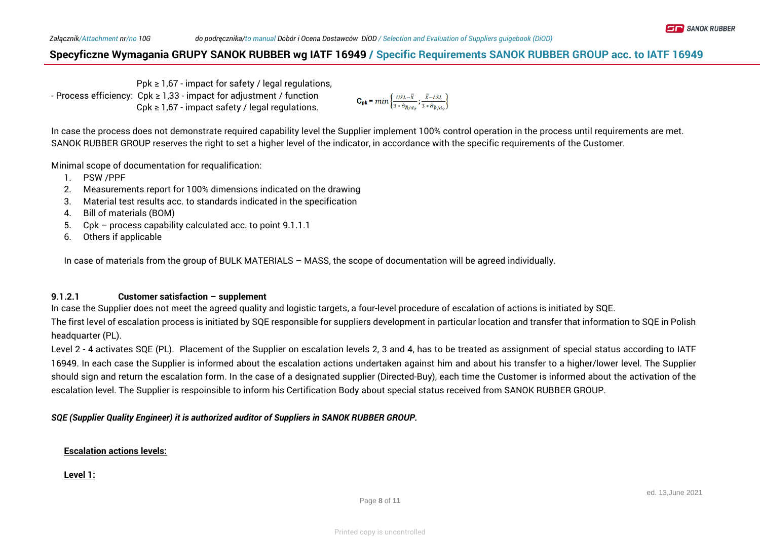Ppk ≥ 1,67 - impact for safety / legal regulations,

- Process efficiency: Cpk ≥ 1,33 - impact for adjustment / function
  Cpk ≥ 1,67 - impact safety / legal regulations.

$$C_{pk} = min\left\{\frac{USL-\bar{\bar{X}}}{3*\hat{\sigma}_{\bar{R}/d_2}};\frac{\bar{\bar{X}}-LSL}{3*\hat{\sigma}_{\bar{R}/d_2}}\right\}$$

In case the process does not demonstrate required capability level the Supplier implement 100% control operation in the process until requirements are met. SANOK RUBBER GROUP reserves the right to set a higher level of the indicator, in accordance with the specific requirements of the Customer.

Minimal scope of documentation for requalification:

1. PSW /PPF
2. Measurements report for 100% dimensions indicated on the drawing
3. Material test results acc. to standards indicated in the specification
4. Bill of materials (BOM)
5. Cpk – process capability calculated acc. to point 9.1.1.1
6. Others if applicable

In case of materials from the group of BULK MATERIALS – MASS, the scope of documentation will be agreed individually.

**9.1.2.1 Customer satisfaction – supplement**

In case the Supplier does not meet the agreed quality and logistic targets, a four-level procedure of escalation of actions is initiated by SQE.

The first level of escalation process is initiated by SQE responsible for suppliers development in particular location and transfer that information to SQE in Polish headquarter (PL).

Level 2 - 4 activates SQE (PL). Placement of the Supplier on escalation levels 2, 3 and 4, has to be treated as assignment of special status according to IATF 16949. In each case the Supplier is informed about the escalation actions undertaken against him and about his transfer to a higher/lower level. The Supplier should sign and return the escalation form. In the case of a designated supplier (Directed-Buy), each time the Customer is informed about the activation of the escalation level. The Supplier is respoinsible to inform his Certification Body about special status received from SANOK RUBBER GROUP.

***SQE (Supplier Quality Engineer) it is authorized auditor of Suppliers in SANOK RUBBER GROUP.***

**<u>Escalation actions levels:</u>**

**<u>Level 1:</u>**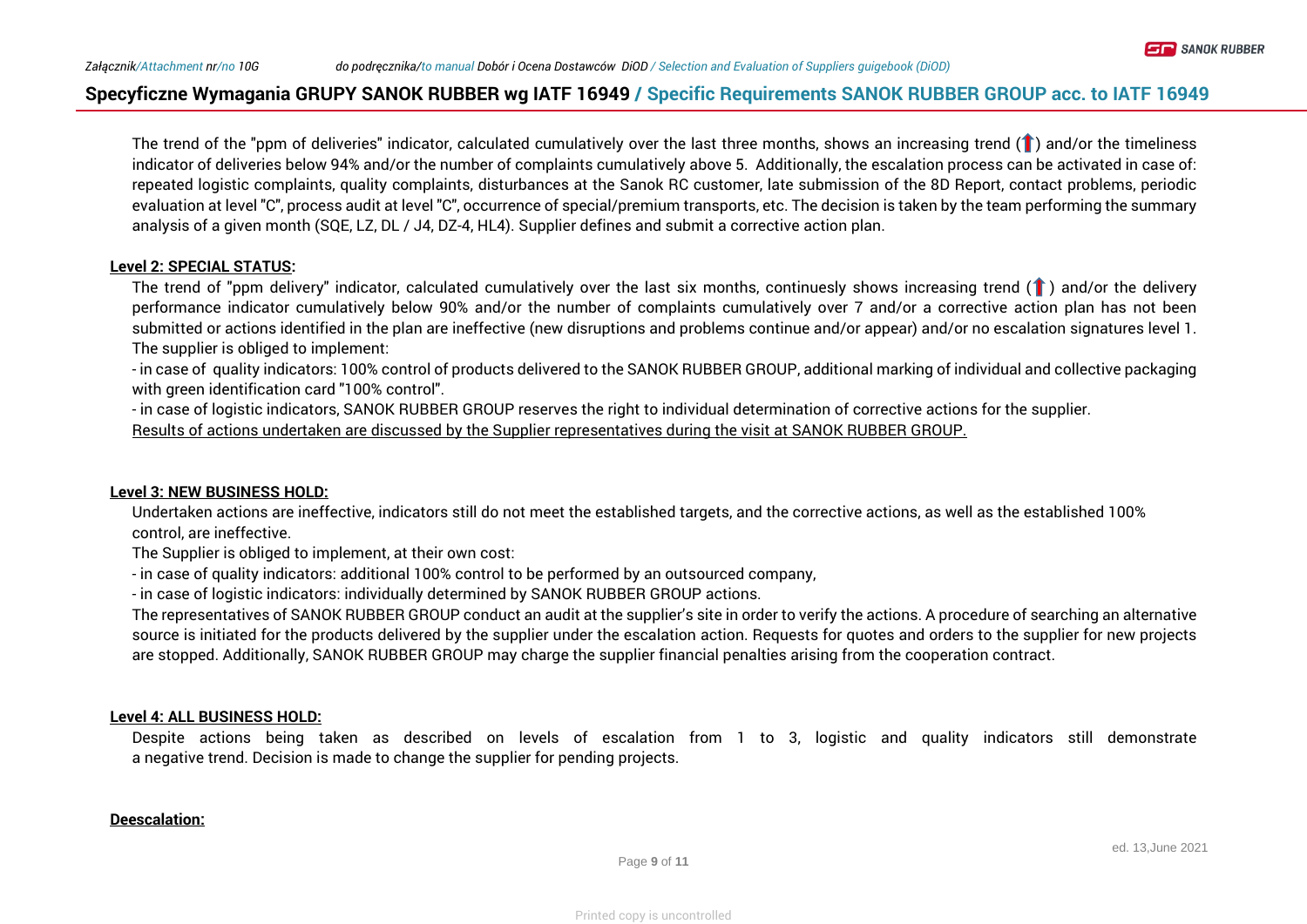The trend of the "ppm of deliveries" indicator, calculated cumulatively over the last three months, shows an increasing trend (↑) and/or the timeliness indicator of deliveries below 94% and/or the number of complaints cumulatively above 5. Additionally, the escalation process can be activated in case of: repeated logistic complaints, quality complaints, disturbances at the Sanok RC customer, late submission of the 8D Report, contact problems, periodic evaluation at level "C", process audit at level "C", occurrence of special/premium transports, etc. The decision is taken by the team performing the summary analysis of a given month (SQE, LZ, DL / J4, DZ-4, HL4). Supplier defines and submit a corrective action plan.

**Level 2: SPECIAL STATUS:**

The trend of "ppm delivery" indicator, calculated cumulatively over the last six months, continuesly shows increasing trend (↑) and/or the delivery performance indicator cumulatively below 90% and/or the number of complaints cumulatively over 7 and/or a corrective action plan has not been submitted or actions identified in the plan are ineffective (new disruptions and problems continue and/or appear) and/or no escalation signatures level 1. The supplier is obliged to implement:

- in case of quality indicators: 100% control of products delivered to the SANOK RUBBER GROUP, additional marking of individual and collective packaging with green identification card "100% control".
- in case of logistic indicators, SANOK RUBBER GROUP reserves the right to individual determination of corrective actions for the supplier.

Results of actions undertaken are discussed by the Supplier representatives during the visit at SANOK RUBBER GROUP.

**Level 3: NEW BUSINESS HOLD:**

Undertaken actions are ineffective, indicators still do not meet the established targets, and the corrective actions, as well as the established 100% control, are ineffective.

The Supplier is obliged to implement, at their own cost:

- in case of quality indicators: additional 100% control to be performed by an outsourced company,
- in case of logistic indicators: individually determined by SANOK RUBBER GROUP actions.

The representatives of SANOK RUBBER GROUP conduct an audit at the supplier's site in order to verify the actions. A procedure of searching an alternative source is initiated for the products delivered by the supplier under the escalation action. Requests for quotes and orders to the supplier for new projects are stopped. Additionally, SANOK RUBBER GROUP may charge the supplier financial penalties arising from the cooperation contract.

**Level 4: ALL BUSINESS HOLD:**

Despite actions being taken as described on levels of escalation from 1 to 3, logistic and quality indicators still demonstrate a negative trend. Decision is made to change the supplier for pending projects.

**Deescalation:**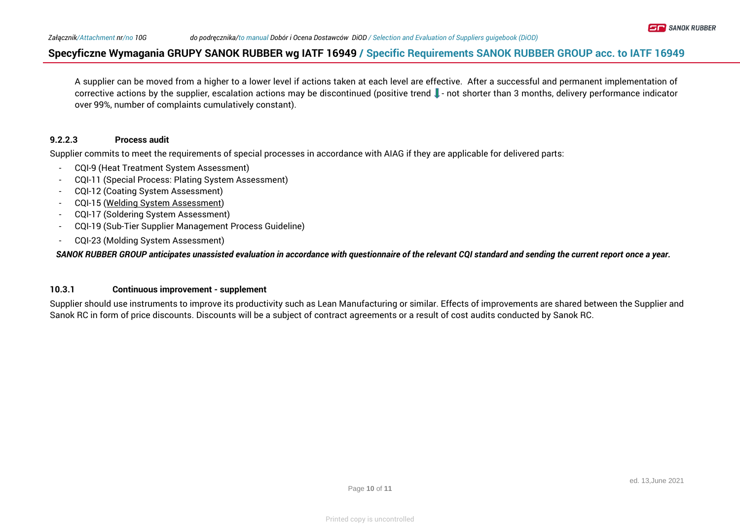A supplier can be moved from a higher to a lower level if actions taken at each level are effective. After a successful and permanent implementation of corrective actions by the supplier, escalation actions may be discontinued (positive trend ↓ - not shorter than 3 months, delivery performance indicator over 99%, number of complaints cumulatively constant).

### 9.2.2.3 Process audit

Supplier commits to meet the requirements of special processes in accordance with AIAG if they are applicable for delivered parts:

- CQI-9 (Heat Treatment System Assessment)
- CQI-11 (Special Process: Plating System Assessment)
- CQI-12 (Coating System Assessment)
- CQI-15 (Welding System Assessment)
- CQI-17 (Soldering System Assessment)
- CQI-19 (Sub-Tier Supplier Management Process Guideline)
- CQI-23 (Molding System Assessment)

***SANOK RUBBER GROUP anticipates unassisted evaluation in accordance with questionnaire of the relevant CQI standard and sending the current report once a year.***

### 10.3.1 Continuous improvement - supplement

Supplier should use instruments to improve its productivity such as Lean Manufacturing or similar. Effects of improvements are shared between the Supplier and Sanok RC in form of price discounts. Discounts will be a subject of contract agreements or a result of cost audits conducted by Sanok RC.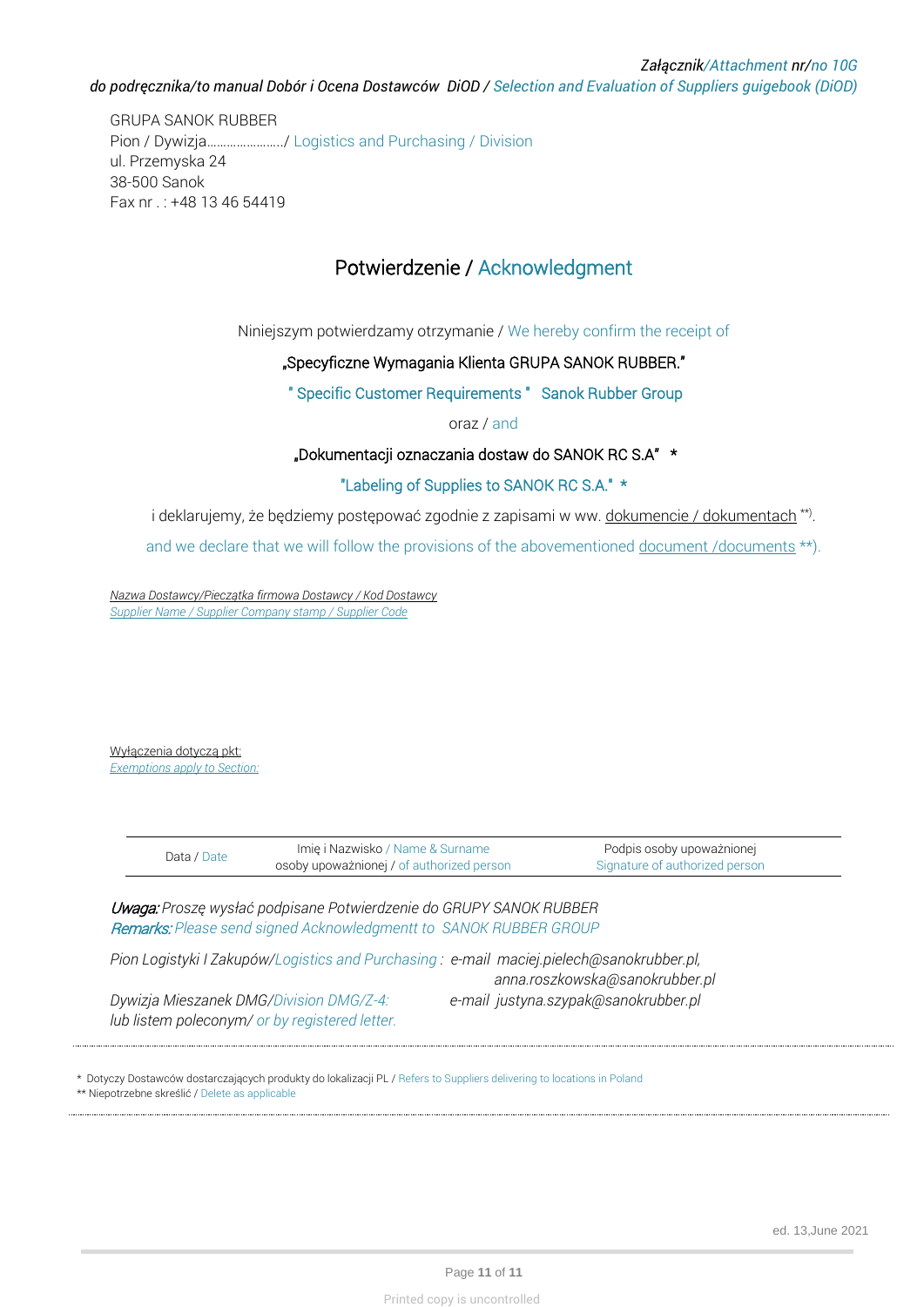*Załącznik/Attachment nr/no 10G*
*do podręcznika/to manual Dobór i Ocena Dostawców DiOD / Selection and Evaluation of Suppliers guigebook (DiOD)*

GRUPA SANOK RUBBER
Pion / Dywizja…………………./ Logistics and Purchasing / Division
ul. Przemyska 24
38-500 Sanok
Fax nr . : +48 13 46 54419

# Potwierdzenie / Acknowledgment

Niniejszym potwierdzamy otrzymanie / We hereby confirm the receipt of

„Specyficzne Wymagania Klienta GRUPA SANOK RUBBER."

" Specific Customer Requirements " Sanok Rubber Group

oraz / and

„Dokumentacji oznaczania dostaw do SANOK RC S.A" *

"Labeling of Supplies to SANOK RC S.A." *

i deklarujemy, że będziemy postępować zgodnie z zapisami w ww. dokumencie / dokumentach **).

and we declare that we will follow the provisions of the abovementioned document /documents **).

*Nazwa Dostawcy/Pieczątka firmowa Dostawcy / Kod Dostawcy*
*Supplier Name / Supplier Company stamp / Supplier Code*

Wyłączenia dotyczą pkt:
*Exemptions apply to Section:*

| Data / Date | Imię i Nazwisko / Name & Surname osoby upoważnionej / of authorized person | Podpis osoby upoważnionej Signature of authorized person |
|---|---|---|

***Uwaga:*** *Proszę wysłać podpisane Potwierdzenie do GRUPY SANOK RUBBER*
***Remarks:*** *Please send signed Acknowledgmentt to SANOK RUBBER GROUP*

*Pion Logistyki I Zakupów/Logistics and Purchasing : e-mail maciej.pielech@sanokrubber.pl,*
*anna.roszkowska@sanokrubber.pl*
*Dywizja Mieszanek DMG/Division DMG/Z-4: e-mail justyna.szypak@sanokrubber.pl*
*lub listem poleconym/ or by registered letter.*

\* Dotyczy Dostawców dostarczających produkty do lokalizacji PL / Refers to Suppliers delivering to locations in Poland
\** Niepotrzebne skreślić / Delete as applicable

ed. 13,June 2021

Printed copy is uncontrolled